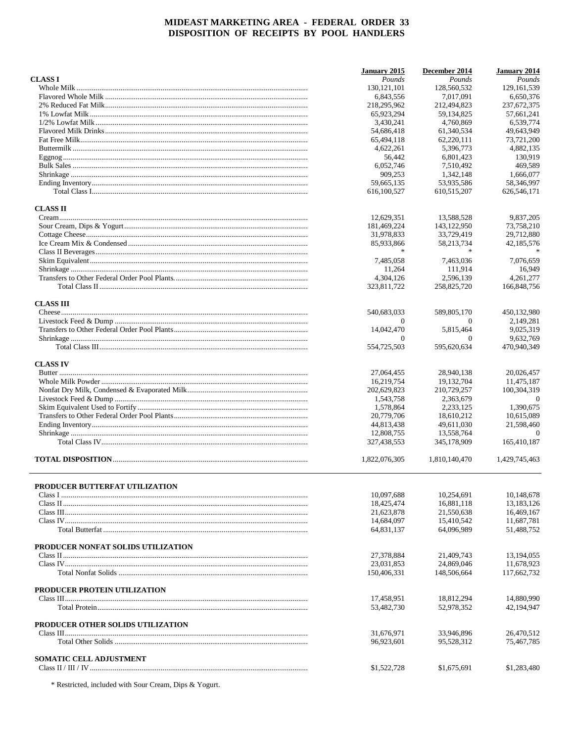# MIDEAST MARKETING AREA - FEDERAL ORDER 33
## DISPOSITION OF RECEIPTS BY POOL HANDLERS

| | January 2015 | December 2014 | January 2014 |
|---|---|---|---|
| **CLASS I** | *Pounds* | *Pounds* | *Pounds* |
| Whole Milk | 130,121,101 | 128,560,532 | 129,161,539 |
| Flavored Whole Milk | 6,843,556 | 7,017,091 | 6,650,376 |
| 2% Reduced Fat Milk | 218,295,962 | 212,494,823 | 237,672,375 |
| 1% Lowfat Milk | 65,923,294 | 59,134,825 | 57,661,241 |
| 1/2% Lowfat Milk | 3,430,241 | 4,760,869 | 6,539,774 |
| Flavored Milk Drinks | 54,686,418 | 61,340,534 | 49,643,949 |
| Fat Free Milk | 65,494,118 | 62,220,111 | 73,721,200 |
| Buttermilk | 4,622,261 | 5,396,773 | 4,882,135 |
| Eggnog | 56,442 | 6,801,423 | 130,919 |
| Bulk Sales | 6,052,746 | 7,510,492 | 469,589 |
| Shrinkage | 909,253 | 1,342,148 | 1,666,077 |
| Ending Inventory | 59,665,135 | 53,935,586 | 58,346,997 |
| Total Class I | 616,100,527 | 610,515,207 | 626,546,171 |
| **CLASS II** | | | |
| Cream | 12,629,351 | 13,588,528 | 9,837,205 |
| Sour Cream, Dips & Yogurt | 181,469,224 | 143,122,950 | 73,758,210 |
| Cottage Cheese | 31,978,833 | 33,729,419 | 29,712,880 |
| Ice Cream Mix & Condensed | 85,933,866 | 58,213,734 | 42,185,576 |
| Class II Beverages | * | * | * |
| Skim Equivalent | 7,485,058 | 7,463,036 | 7,076,659 |
| Shrinkage | 11,264 | 111,914 | 16,949 |
| Transfers to Other Federal Order Pool Plants. | 4,304,126 | 2,596,139 | 4,261,277 |
| Total Class II | 323,811,722 | 258,825,720 | 166,848,756 |
| **CLASS III** | | | |
| Cheese | 540,683,033 | 589,805,170 | 450,132,980 |
| Livestock Feed & Dump | 0 | 0 | 2,149,281 |
| Transfers to Other Federal Order Pool Plants | 14,042,470 | 5,815,464 | 9,025,319 |
| Shrinkage | 0 | 0 | 9,632,769 |
| Total Class III | 554,725,503 | 595,620,634 | 470,940,349 |
| **CLASS IV** | | | |
| Butter | 27,064,455 | 28,940,138 | 20,026,457 |
| Whole Milk Powder | 16,219,754 | 19,132,704 | 11,475,187 |
| Nonfat Dry Milk, Condensed & Evaporated Milk | 202,629,823 | 210,729,257 | 100,304,319 |
| Livestock Feed & Dump | 1,543,758 | 2,363,679 | 0 |
| Skim Equivalent Used to Fortify | 1,578,864 | 2,233,125 | 1,390,675 |
| Transfers to Other Federal Order Pool Plants | 20,779,706 | 18,610,212 | 10,615,089 |
| Ending Inventory | 44,813,438 | 49,611,030 | 21,598,460 |
| Shrinkage | 12,808,755 | 13,558,764 | 0 |
| Total Class IV | 327,438,553 | 345,178,909 | 165,410,187 |
| **TOTAL DISPOSITION** | 1,822,076,305 | 1,810,140,470 | 1,429,745,463 |

| | January 2015 | December 2014 | January 2014 |
|---|---|---|---|
| **PRODUCER BUTTERFAT UTILIZATION** | | | |
| Class I | 10,097,688 | 10,254,691 | 10,148,678 |
| Class II | 18,425,474 | 16,881,118 | 13,183,126 |
| Class III | 21,623,878 | 21,550,638 | 16,469,167 |
| Class IV | 14,684,097 | 15,410,542 | 11,687,781 |
| Total Butterfat | 64,831,137 | 64,096,989 | 51,488,752 |
| **PRODUCER NONFAT SOLIDS UTILIZATION** | | | |
| Class II | 27,378,884 | 21,409,743 | 13,194,055 |
| Class IV | 23,031,853 | 24,869,046 | 11,678,923 |
| Total Nonfat Solids | 150,406,331 | 148,506,664 | 117,662,732 |
| **PRODUCER PROTEIN UTILIZATION** | | | |
| Class III | 17,458,951 | 18,812,294 | 14,880,990 |
| Total Protein | 53,482,730 | 52,978,352 | 42,194,947 |
| **PRODUCER OTHER SOLIDS UTILIZATION** | | | |
| Class III | 31,676,971 | 33,946,896 | 26,470,512 |
| Total Other Solids | 96,923,601 | 95,528,312 | 75,467,785 |
| **SOMATIC CELL ADJUSTMENT** | | | |
| Class II / III / IV | $1,522,728 | $1,675,691 | $1,283,480 |

* Restricted, included with Sour Cream, Dips & Yogurt.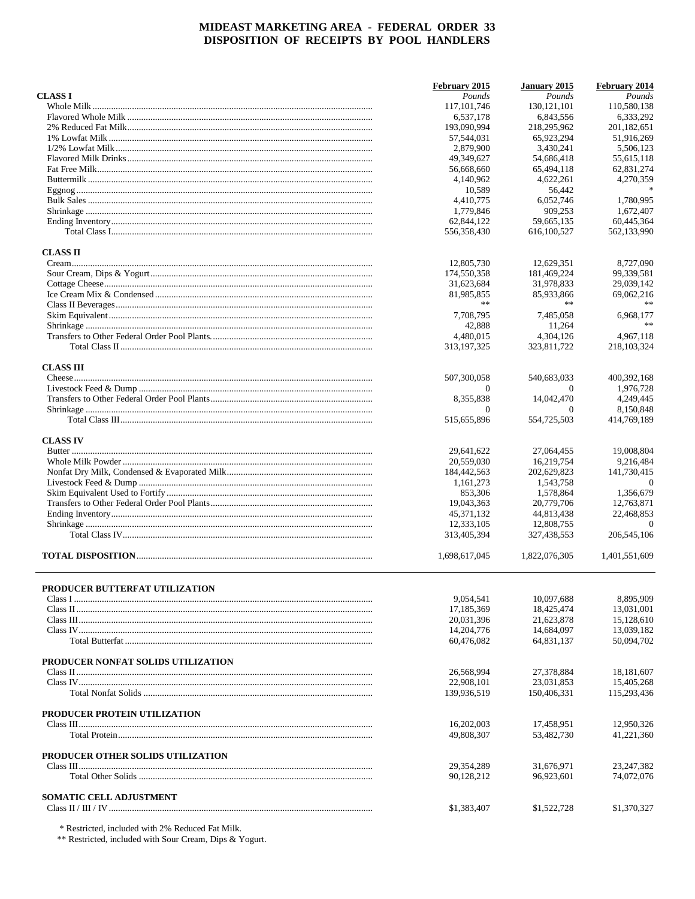# MIDEAST MARKETING AREA - FEDERAL ORDER 33
## DISPOSITION OF RECEIPTS BY POOL HANDLERS

| | February 2015 | January 2015 | February 2014 |
|---|---|---|---|
| **CLASS I** | *Pounds* | *Pounds* | *Pounds* |
| Whole Milk | 117,101,746 | 130,121,101 | 110,580,138 |
| Flavored Whole Milk | 6,537,178 | 6,843,556 | 6,333,292 |
| 2% Reduced Fat Milk | 193,090,994 | 218,295,962 | 201,182,651 |
| 1% Lowfat Milk | 57,544,031 | 65,923,294 | 51,916,269 |
| 1/2% Lowfat Milk | 2,879,900 | 3,430,241 | 5,506,123 |
| Flavored Milk Drinks | 49,349,627 | 54,686,418 | 55,615,118 |
| Fat Free Milk | 56,668,660 | 65,494,118 | 62,831,274 |
| Buttermilk | 4,140,962 | 4,622,261 | 4,270,359 |
| Eggnog | 10,589 | 56,442 | * |
| Bulk Sales | 4,410,775 | 6,052,746 | 1,780,995 |
| Shrinkage | 1,779,846 | 909,253 | 1,672,407 |
| Ending Inventory | 62,844,122 | 59,665,135 | 60,445,364 |
| Total Class I | 556,358,430 | 616,100,527 | 562,133,990 |
| **CLASS II** | | | |
| Cream | 12,805,730 | 12,629,351 | 8,727,090 |
| Sour Cream, Dips & Yogurt | 174,550,358 | 181,469,224 | 99,339,581 |
| Cottage Cheese | 31,623,684 | 31,978,833 | 29,039,142 |
| Ice Cream Mix & Condensed | 81,985,855 | 85,933,866 | 69,062,216 |
| Class II Beverages | ** | ** | ** |
| Skim Equivalent | 7,708,795 | 7,485,058 | 6,968,177 |
| Shrinkage | 42,888 | 11,264 | ** |
| Transfers to Other Federal Order Pool Plants | 4,480,015 | 4,304,126 | 4,967,118 |
| Total Class II | 313,197,325 | 323,811,722 | 218,103,324 |
| **CLASS III** | | | |
| Cheese | 507,300,058 | 540,683,033 | 400,392,168 |
| Livestock Feed & Dump | 0 | 0 | 1,976,728 |
| Transfers to Other Federal Order Pool Plants | 8,355,838 | 14,042,470 | 4,249,445 |
| Shrinkage | 0 | 0 | 8,150,848 |
| Total Class III | 515,655,896 | 554,725,503 | 414,769,189 |
| **CLASS IV** | | | |
| Butter | 29,641,622 | 27,064,455 | 19,008,804 |
| Whole Milk Powder | 20,559,030 | 16,219,754 | 9,216,484 |
| Nonfat Dry Milk, Condensed & Evaporated Milk | 184,442,563 | 202,629,823 | 141,730,415 |
| Livestock Feed & Dump | 1,161,273 | 1,543,758 | 0 |
| Skim Equivalent Used to Fortify | 853,306 | 1,578,864 | 1,356,679 |
| Transfers to Other Federal Order Pool Plants | 19,043,363 | 20,779,706 | 12,763,871 |
| Ending Inventory | 45,371,132 | 44,813,438 | 22,468,853 |
| Shrinkage | 12,333,105 | 12,808,755 | 0 |
| Total Class IV | 313,405,394 | 327,438,553 | 206,545,106 |
| **TOTAL DISPOSITION** | 1,698,617,045 | 1,822,076,305 | 1,401,551,609 |
| **PRODUCER BUTTERFAT UTILIZATION** | | | |
| Class I | 9,054,541 | 10,097,688 | 8,895,909 |
| Class II | 17,185,369 | 18,425,474 | 13,031,001 |
| Class III | 20,031,396 | 21,623,878 | 15,128,610 |
| Class IV | 14,204,776 | 14,684,097 | 13,039,182 |
| Total Butterfat | 60,476,082 | 64,831,137 | 50,094,702 |
| **PRODUCER NONFAT SOLIDS UTILIZATION** | | | |
| Class II | 26,568,994 | 27,378,884 | 18,181,607 |
| Class IV | 22,908,101 | 23,031,853 | 15,405,268 |
| Total Nonfat Solids | 139,936,519 | 150,406,331 | 115,293,436 |
| **PRODUCER PROTEIN UTILIZATION** | | | |
| Class III | 16,202,003 | 17,458,951 | 12,950,326 |
| Total Protein | 49,808,307 | 53,482,730 | 41,221,360 |
| **PRODUCER OTHER SOLIDS UTILIZATION** | | | |
| Class III | 29,354,289 | 31,676,971 | 23,247,382 |
| Total Other Solids | 90,128,212 | 96,923,601 | 74,072,076 |
| **SOMATIC CELL ADJUSTMENT** | | | |
| Class II / III / IV | $1,383,407 | $1,522,728 | $1,370,327 |

\* Restricted, included with 2% Reduced Fat Milk.

** Restricted, included with Sour Cream, Dips & Yogurt.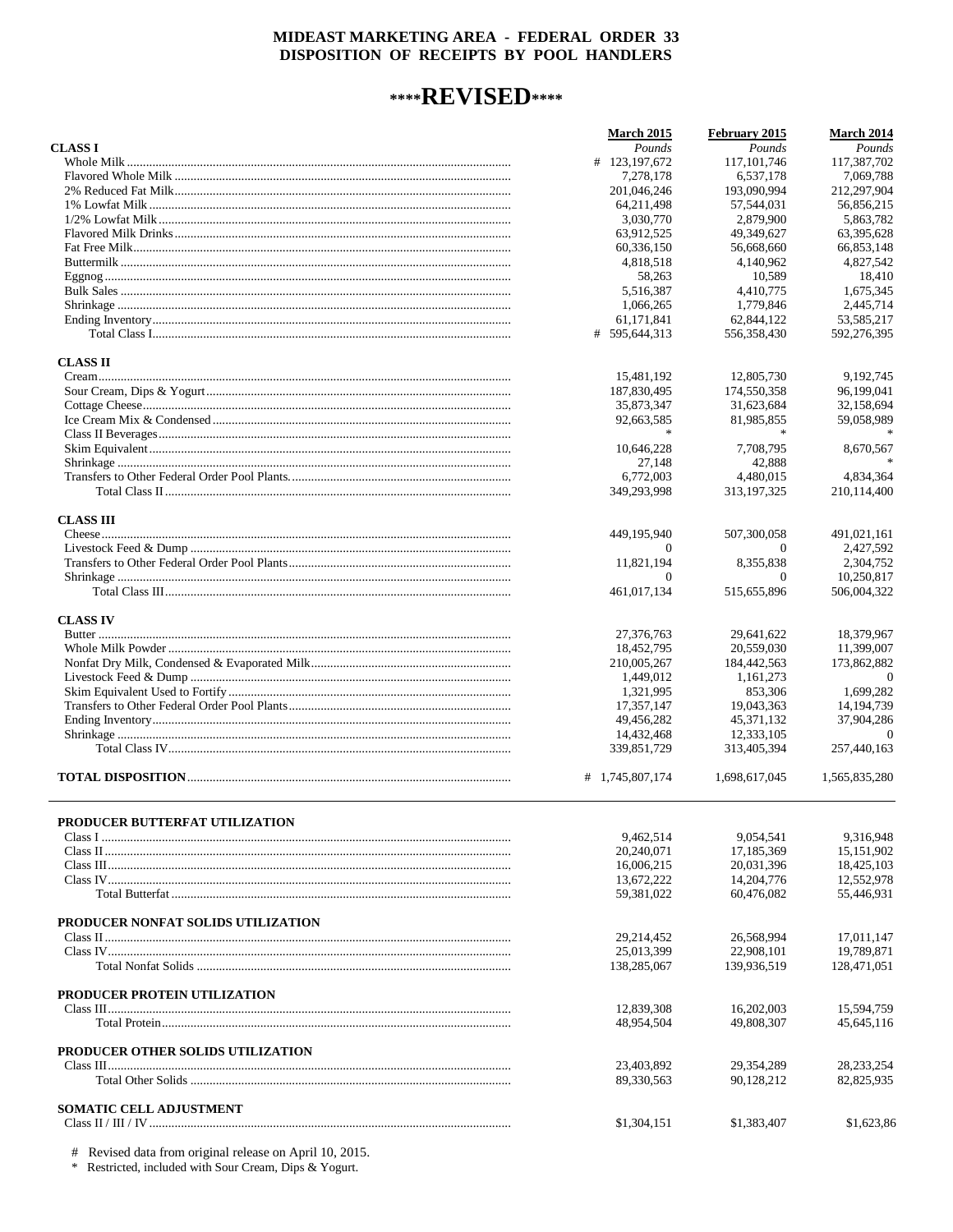# MIDEAST MARKETING AREA - FEDERAL ORDER 33
# DISPOSITION OF RECEIPTS BY POOL HANDLERS

## \*\*\*\*REVISED\*\*\*\*

| | March 2015 | February 2015 | March 2014 |
|---|---|---|---|
| **CLASS I** | *Pounds* | *Pounds* | *Pounds* |
| Whole Milk | # 123,197,672 | 117,101,746 | 117,387,702 |
| Flavored Whole Milk | 7,278,178 | 6,537,178 | 7,069,788 |
| 2% Reduced Fat Milk | 201,046,246 | 193,090,994 | 212,297,904 |
| 1% Lowfat Milk | 64,211,498 | 57,544,031 | 56,856,215 |
| 1/2% Lowfat Milk | 3,030,770 | 2,879,900 | 5,863,782 |
| Flavored Milk Drinks | 63,912,525 | 49,349,627 | 63,395,628 |
| Fat Free Milk | 60,336,150 | 56,668,660 | 66,853,148 |
| Buttermilk | 4,818,518 | 4,140,962 | 4,827,542 |
| Eggnog | 58,263 | 10,589 | 18,410 |
| Bulk Sales | 5,516,387 | 4,410,775 | 1,675,345 |
| Shrinkage | 1,066,265 | 1,779,846 | 2,445,714 |
| Ending Inventory | 61,171,841 | 62,844,122 | 53,585,217 |
| Total Class I | # 595,644,313 | 556,358,430 | 592,276,395 |
| **CLASS II** | | | |
| Cream | 15,481,192 | 12,805,730 | 9,192,745 |
| Sour Cream, Dips & Yogurt | 187,830,495 | 174,550,358 | 96,199,041 |
| Cottage Cheese | 35,873,347 | 31,623,684 | 32,158,694 |
| Ice Cream Mix & Condensed | 92,663,585 | 81,985,855 | 59,058,989 |
| Class II Beverages | * | * | * |
| Skim Equivalent | 10,646,228 | 7,708,795 | 8,670,567 |
| Shrinkage | 27,148 | 42,888 | * |
| Transfers to Other Federal Order Pool Plants | 6,772,003 | 4,480,015 | 4,834,364 |
| Total Class II | 349,293,998 | 313,197,325 | 210,114,400 |
| **CLASS III** | | | |
| Cheese | 449,195,940 | 507,300,058 | 491,021,161 |
| Livestock Feed & Dump | 0 | 0 | 2,427,592 |
| Transfers to Other Federal Order Pool Plants | 11,821,194 | 8,355,838 | 2,304,752 |
| Shrinkage | 0 | 0 | 10,250,817 |
| Total Class III | 461,017,134 | 515,655,896 | 506,004,322 |
| **CLASS IV** | | | |
| Butter | 27,376,763 | 29,641,622 | 18,379,967 |
| Whole Milk Powder | 18,452,795 | 20,559,030 | 11,399,007 |
| Nonfat Dry Milk, Condensed & Evaporated Milk | 210,005,267 | 184,442,563 | 173,862,882 |
| Livestock Feed & Dump | 1,449,012 | 1,161,273 | 0 |
| Skim Equivalent Used to Fortify | 1,321,995 | 853,306 | 1,699,282 |
| Transfers to Other Federal Order Pool Plants | 17,357,147 | 19,043,363 | 14,194,739 |
| Ending Inventory | 49,456,282 | 45,371,132 | 37,904,286 |
| Shrinkage | 14,432,468 | 12,333,105 | 0 |
| Total Class IV | 339,851,729 | 313,405,394 | 257,440,163 |
| **TOTAL DISPOSITION** | # 1,745,807,174 | 1,698,617,045 | 1,565,835,280 |

| | March 2015 | February 2015 | March 2014 |
|---|---|---|---|
| **PRODUCER BUTTERFAT UTILIZATION** | | | |
| Class I | 9,462,514 | 9,054,541 | 9,316,948 |
| Class II | 20,240,071 | 17,185,369 | 15,151,902 |
| Class III | 16,006,215 | 20,031,396 | 18,425,103 |
| Class IV | 13,672,222 | 14,204,776 | 12,552,978 |
| Total Butterfat | 59,381,022 | 60,476,082 | 55,446,931 |
| **PRODUCER NONFAT SOLIDS UTILIZATION** | | | |
| Class II | 29,214,452 | 26,568,994 | 17,011,147 |
| Class IV | 25,013,399 | 22,908,101 | 19,789,871 |
| Total Nonfat Solids | 138,285,067 | 139,936,519 | 128,471,051 |
| **PRODUCER PROTEIN UTILIZATION** | | | |
| Class III | 12,839,308 | 16,202,003 | 15,594,759 |
| Total Protein | 48,954,504 | 49,808,307 | 45,645,116 |
| **PRODUCER OTHER SOLIDS UTILIZATION** | | | |
| Class III | 23,403,892 | 29,354,289 | 28,233,254 |
| Total Other Solids | 89,330,563 | 90,128,212 | 82,825,935 |
| **SOMATIC CELL ADJUSTMENT** | | | |
| Class II / III / IV | $1,304,151 | $1,383,407 | $1,623,86 |

\# Revised data from original release on April 10, 2015.

\* Restricted, included with Sour Cream, Dips & Yogurt.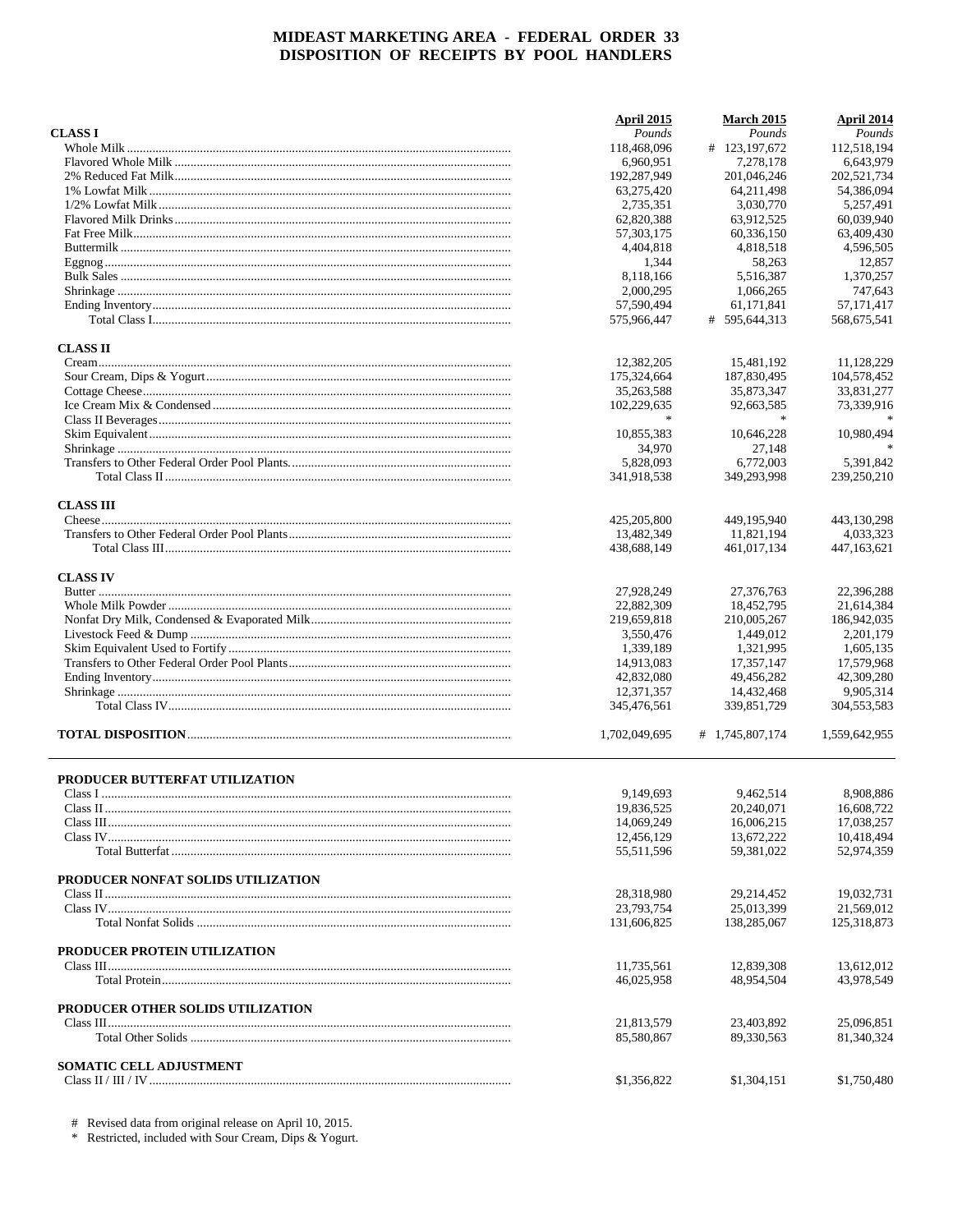# MIDEAST MARKETING AREA - FEDERAL ORDER 33
## DISPOSITION OF RECEIPTS BY POOL HANDLERS

| | April 2015 | March 2015 | April 2014 |
|---|---|---|---|
| **CLASS I** | *Pounds* | *Pounds* | *Pounds* |
| Whole Milk | 118,468,096 | # 123,197,672 | 112,518,194 |
| Flavored Whole Milk | 6,960,951 | 7,278,178 | 6,643,979 |
| 2% Reduced Fat Milk | 192,287,949 | 201,046,246 | 202,521,734 |
| 1% Lowfat Milk | 63,275,420 | 64,211,498 | 54,386,094 |
| 1/2% Lowfat Milk | 2,735,351 | 3,030,770 | 5,257,491 |
| Flavored Milk Drinks | 62,820,388 | 63,912,525 | 60,039,940 |
| Fat Free Milk | 57,303,175 | 60,336,150 | 63,409,430 |
| Buttermilk | 4,404,818 | 4,818,518 | 4,596,505 |
| Eggnog | 1,344 | 58,263 | 12,857 |
| Bulk Sales | 8,118,166 | 5,516,387 | 1,370,257 |
| Shrinkage | 2,000,295 | 1,066,265 | 747,643 |
| Ending Inventory | 57,590,494 | 61,171,841 | 57,171,417 |
| Total Class I | 575,966,447 | # 595,644,313 | 568,675,541 |
| **CLASS II** | | | |
| Cream | 12,382,205 | 15,481,192 | 11,128,229 |
| Sour Cream, Dips & Yogurt | 175,324,664 | 187,830,495 | 104,578,452 |
| Cottage Cheese | 35,263,588 | 35,873,347 | 33,831,277 |
| Ice Cream Mix & Condensed | 102,229,635 | 92,663,585 | 73,339,916 |
| Class II Beverages | * | * | * |
| Skim Equivalent | 10,855,383 | 10,646,228 | 10,980,494 |
| Shrinkage | 34,970 | 27,148 | * |
| Transfers to Other Federal Order Pool Plants | 5,828,093 | 6,772,003 | 5,391,842 |
| Total Class II | 341,918,538 | 349,293,998 | 239,250,210 |
| **CLASS III** | | | |
| Cheese | 425,205,800 | 449,195,940 | 443,130,298 |
| Transfers to Other Federal Order Pool Plants | 13,482,349 | 11,821,194 | 4,033,323 |
| Total Class III | 438,688,149 | 461,017,134 | 447,163,621 |
| **CLASS IV** | | | |
| Butter | 27,928,249 | 27,376,763 | 22,396,288 |
| Whole Milk Powder | 22,882,309 | 18,452,795 | 21,614,384 |
| Nonfat Dry Milk, Condensed & Evaporated Milk | 219,659,818 | 210,005,267 | 186,942,035 |
| Livestock Feed & Dump | 3,550,476 | 1,449,012 | 2,201,179 |
| Skim Equivalent Used to Fortify | 1,339,189 | 1,321,995 | 1,605,135 |
| Transfers to Other Federal Order Pool Plants | 14,913,083 | 17,357,147 | 17,579,968 |
| Ending Inventory | 42,832,080 | 49,456,282 | 42,309,280 |
| Shrinkage | 12,371,357 | 14,432,468 | 9,905,314 |
| Total Class IV | 345,476,561 | 339,851,729 | 304,553,583 |
| **TOTAL DISPOSITION** | 1,702,049,695 | # 1,745,807,174 | 1,559,642,955 |

| | April 2015 | March 2015 | April 2014 |
|---|---|---|---|
| **PRODUCER BUTTERFAT UTILIZATION** | | | |
| Class I | 9,149,693 | 9,462,514 | 8,908,886 |
| Class II | 19,836,525 | 20,240,071 | 16,608,722 |
| Class III | 14,069,249 | 16,006,215 | 17,038,257 |
| Class IV | 12,456,129 | 13,672,222 | 10,418,494 |
| Total Butterfat | 55,511,596 | 59,381,022 | 52,974,359 |
| **PRODUCER NONFAT SOLIDS UTILIZATION** | | | |
| Class II | 28,318,980 | 29,214,452 | 19,032,731 |
| Class IV | 23,793,754 | 25,013,399 | 21,569,012 |
| Total Nonfat Solids | 131,606,825 | 138,285,067 | 125,318,873 |
| **PRODUCER PROTEIN UTILIZATION** | | | |
| Class III | 11,735,561 | 12,839,308 | 13,612,012 |
| Total Protein | 46,025,958 | 48,954,504 | 43,978,549 |
| **PRODUCER OTHER SOLIDS UTILIZATION** | | | |
| Class III | 21,813,579 | 23,403,892 | 25,096,851 |
| Total Other Solids | 85,580,867 | 89,330,563 | 81,340,324 |
| **SOMATIC CELL ADJUSTMENT** | | | |
| Class II / III / IV | $1,356,822 | $1,304,151 | $1,750,480 |

# Revised data from original release on April 10, 2015.
* Restricted, included with Sour Cream, Dips & Yogurt.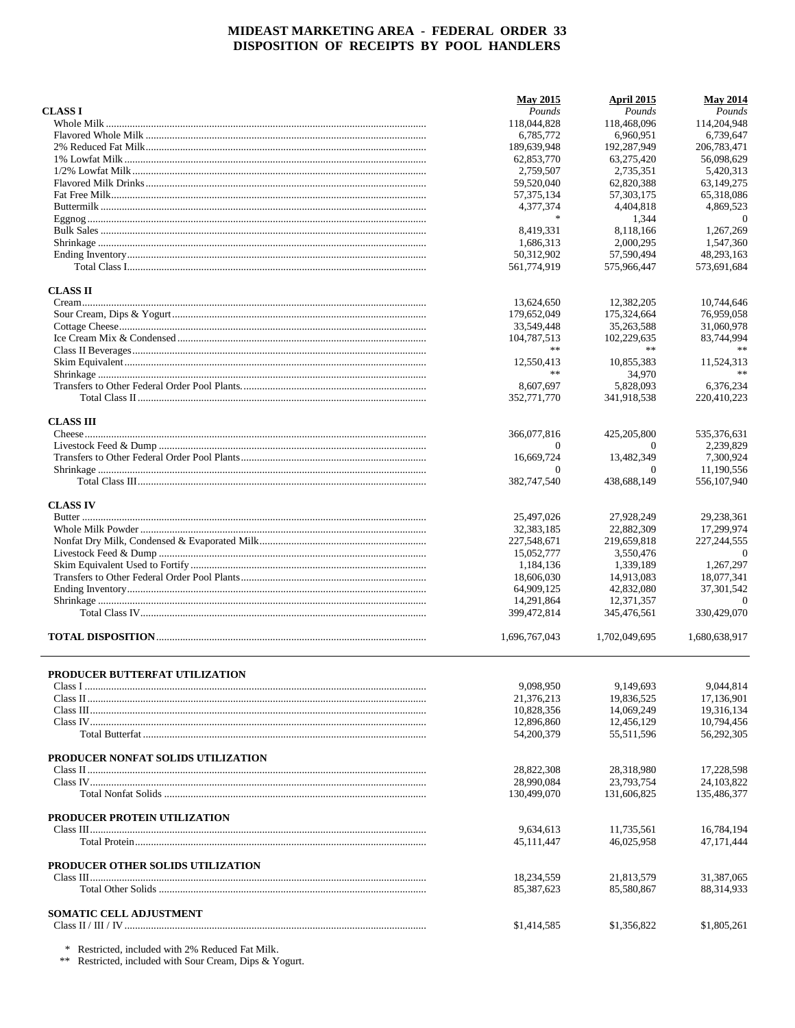# MIDEAST MARKETING AREA - FEDERAL ORDER 33
## DISPOSITION OF RECEIPTS BY POOL HANDLERS

| | May 2015 | April 2015 | May 2014 |
|---|---|---|---|
| **CLASS I** | *Pounds* | *Pounds* | *Pounds* |
| Whole Milk | 118,044,828 | 118,468,096 | 114,204,948 |
| Flavored Whole Milk | 6,785,772 | 6,960,951 | 6,739,647 |
| 2% Reduced Fat Milk | 189,639,948 | 192,287,949 | 206,783,471 |
| 1% Lowfat Milk | 62,853,770 | 63,275,420 | 56,098,629 |
| 1/2% Lowfat Milk | 2,759,507 | 2,735,351 | 5,420,313 |
| Flavored Milk Drinks | 59,520,040 | 62,820,388 | 63,149,275 |
| Fat Free Milk | 57,375,134 | 57,303,175 | 65,318,086 |
| Buttermilk | 4,377,374 | 4,404,818 | 4,869,523 |
| Eggnog | * | 1,344 | 0 |
| Bulk Sales | 8,419,331 | 8,118,166 | 1,267,269 |
| Shrinkage | 1,686,313 | 2,000,295 | 1,547,360 |
| Ending Inventory | 50,312,902 | 57,590,494 | 48,293,163 |
| Total Class I | 561,774,919 | 575,966,447 | 573,691,684 |
| **CLASS II** | | | |
| Cream | 13,624,650 | 12,382,205 | 10,744,646 |
| Sour Cream, Dips & Yogurt | 179,652,049 | 175,324,664 | 76,959,058 |
| Cottage Cheese | 33,549,448 | 35,263,588 | 31,060,978 |
| Ice Cream Mix & Condensed | 104,787,513 | 102,229,635 | 83,744,994 |
| Class II Beverages | ** | ** | ** |
| Skim Equivalent | 12,550,413 | 10,855,383 | 11,524,313 |
| Shrinkage | ** | 34,970 | ** |
| Transfers to Other Federal Order Pool Plants | 8,607,697 | 5,828,093 | 6,376,234 |
| Total Class II | 352,771,770 | 341,918,538 | 220,410,223 |
| **CLASS III** | | | |
| Cheese | 366,077,816 | 425,205,800 | 535,376,631 |
| Livestock Feed & Dump | 0 | 0 | 2,239,829 |
| Transfers to Other Federal Order Pool Plants | 16,669,724 | 13,482,349 | 7,300,924 |
| Shrinkage | 0 | 0 | 11,190,556 |
| Total Class III | 382,747,540 | 438,688,149 | 556,107,940 |
| **CLASS IV** | | | |
| Butter | 25,497,026 | 27,928,249 | 29,238,361 |
| Whole Milk Powder | 32,383,185 | 22,882,309 | 17,299,974 |
| Nonfat Dry Milk, Condensed & Evaporated Milk | 227,548,671 | 219,659,818 | 227,244,555 |
| Livestock Feed & Dump | 15,052,777 | 3,550,476 | 0 |
| Skim Equivalent Used to Fortify | 1,184,136 | 1,339,189 | 1,267,297 |
| Transfers to Other Federal Order Pool Plants | 18,606,030 | 14,913,083 | 18,077,341 |
| Ending Inventory | 64,909,125 | 42,832,080 | 37,301,542 |
| Shrinkage | 14,291,864 | 12,371,357 | 0 |
| Total Class IV | 399,472,814 | 345,476,561 | 330,429,070 |
| **TOTAL DISPOSITION** | 1,696,767,043 | 1,702,049,695 | 1,680,638,917 |

| | May 2015 | April 2015 | May 2014 |
|---|---|---|---|
| **PRODUCER BUTTERFAT UTILIZATION** | | | |
| Class I | 9,098,950 | 9,149,693 | 9,044,814 |
| Class II | 21,376,213 | 19,836,525 | 17,136,901 |
| Class III | 10,828,356 | 14,069,249 | 19,316,134 |
| Class IV | 12,896,860 | 12,456,129 | 10,794,456 |
| Total Butterfat | 54,200,379 | 55,511,596 | 56,292,305 |
| **PRODUCER NONFAT SOLIDS UTILIZATION** | | | |
| Class II | 28,822,308 | 28,318,980 | 17,228,598 |
| Class IV | 28,990,084 | 23,793,754 | 24,103,822 |
| Total Nonfat Solids | 130,499,070 | 131,606,825 | 135,486,377 |
| **PRODUCER PROTEIN UTILIZATION** | | | |
| Class III | 9,634,613 | 11,735,561 | 16,784,194 |
| Total Protein | 45,111,447 | 46,025,958 | 47,171,444 |
| **PRODUCER OTHER SOLIDS UTILIZATION** | | | |
| Class III | 18,234,559 | 21,813,579 | 31,387,065 |
| Total Other Solids | 85,387,623 | 85,580,867 | 88,314,933 |
| **SOMATIC CELL ADJUSTMENT** | | | |
| Class II / III / IV | $1,414,585 | $1,356,822 | $1,805,261 |

\* Restricted, included with 2% Reduced Fat Milk.
\** Restricted, included with Sour Cream, Dips & Yogurt.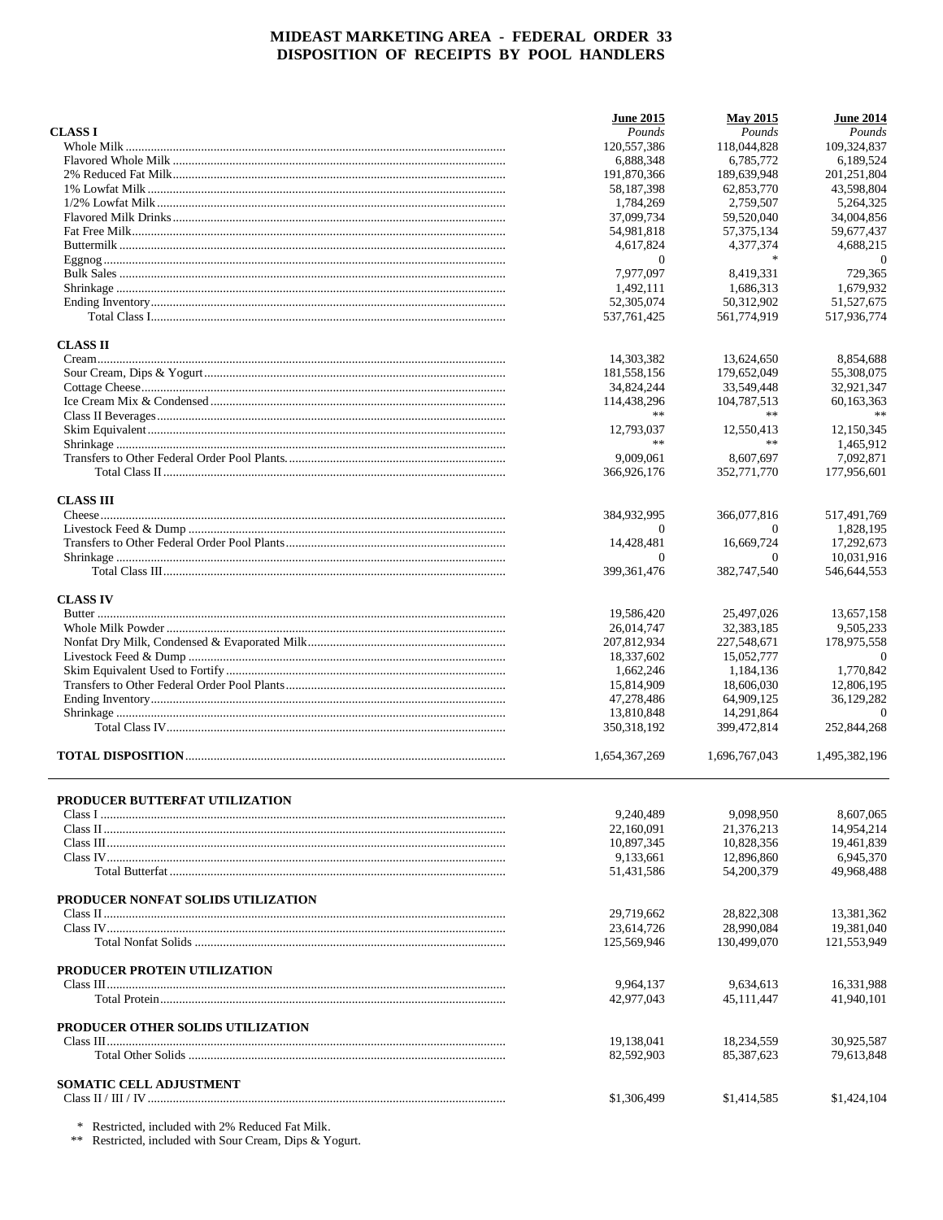# MIDEAST MARKETING AREA - FEDERAL ORDER 33
# DISPOSITION OF RECEIPTS BY POOL HANDLERS

| | June 2015 | May 2015 | June 2014 |
|---|---|---|---|
| **CLASS I** | *Pounds* | *Pounds* | *Pounds* |
| Whole Milk | 120,557,386 | 118,044,828 | 109,324,837 |
| Flavored Whole Milk | 6,888,348 | 6,785,772 | 6,189,524 |
| 2% Reduced Fat Milk | 191,870,366 | 189,639,948 | 201,251,804 |
| 1% Lowfat Milk | 58,187,398 | 62,853,770 | 43,598,804 |
| 1/2% Lowfat Milk | 1,784,269 | 2,759,507 | 5,264,325 |
| Flavored Milk Drinks | 37,099,734 | 59,520,040 | 34,004,856 |
| Fat Free Milk | 54,981,818 | 57,375,134 | 59,677,437 |
| Buttermilk | 4,617,824 | 4,377,374 | 4,688,215 |
| Eggnog | 0 | * | 0 |
| Bulk Sales | 7,977,097 | 8,419,331 | 729,365 |
| Shrinkage | 1,492,111 | 1,686,313 | 1,679,932 |
| Ending Inventory | 52,305,074 | 50,312,902 | 51,527,675 |
| Total Class I | 537,761,425 | 561,774,919 | 517,936,774 |
| **CLASS II** | | | |
| Cream | 14,303,382 | 13,624,650 | 8,854,688 |
| Sour Cream, Dips & Yogurt | 181,558,156 | 179,652,049 | 55,308,075 |
| Cottage Cheese | 34,824,244 | 33,549,448 | 32,921,347 |
| Ice Cream Mix & Condensed | 114,438,296 | 104,787,513 | 60,163,363 |
| Class II Beverages | ** | ** | ** |
| Skim Equivalent | 12,793,037 | 12,550,413 | 12,150,345 |
| Shrinkage | ** | ** | 1,465,912 |
| Transfers to Other Federal Order Pool Plants | 9,009,061 | 8,607,697 | 7,092,871 |
| Total Class II | 366,926,176 | 352,771,770 | 177,956,601 |
| **CLASS III** | | | |
| Cheese | 384,932,995 | 366,077,816 | 517,491,769 |
| Livestock Feed & Dump | 0 | 0 | 1,828,195 |
| Transfers to Other Federal Order Pool Plants | 14,428,481 | 16,669,724 | 17,292,673 |
| Shrinkage | 0 | 0 | 10,031,916 |
| Total Class III | 399,361,476 | 382,747,540 | 546,644,553 |
| **CLASS IV** | | | |
| Butter | 19,586,420 | 25,497,026 | 13,657,158 |
| Whole Milk Powder | 26,014,747 | 32,383,185 | 9,505,233 |
| Nonfat Dry Milk, Condensed & Evaporated Milk | 207,812,934 | 227,548,671 | 178,975,558 |
| Livestock Feed & Dump | 18,337,602 | 15,052,777 | 0 |
| Skim Equivalent Used to Fortify | 1,662,246 | 1,184,136 | 1,770,842 |
| Transfers to Other Federal Order Pool Plants | 15,814,909 | 18,606,030 | 12,806,195 |
| Ending Inventory | 47,278,486 | 64,909,125 | 36,129,282 |
| Shrinkage | 13,810,848 | 14,291,864 | 0 |
| Total Class IV | 350,318,192 | 399,472,814 | 252,844,268 |
| **TOTAL DISPOSITION** | 1,654,367,269 | 1,696,767,043 | 1,495,382,196 |

| | June 2015 | May 2015 | June 2014 |
|---|---|---|---|
| **PRODUCER BUTTERFAT UTILIZATION** | | | |
| Class I | 9,240,489 | 9,098,950 | 8,607,065 |
| Class II | 22,160,091 | 21,376,213 | 14,954,214 |
| Class III | 10,897,345 | 10,828,356 | 19,461,839 |
| Class IV | 9,133,661 | 12,896,860 | 6,945,370 |
| Total Butterfat | 51,431,586 | 54,200,379 | 49,968,488 |
| **PRODUCER NONFAT SOLIDS UTILIZATION** | | | |
| Class II | 29,719,662 | 28,822,308 | 13,381,362 |
| Class IV | 23,614,726 | 28,990,084 | 19,381,040 |
| Total Nonfat Solids | 125,569,946 | 130,499,070 | 121,553,949 |
| **PRODUCER PROTEIN UTILIZATION** | | | |
| Class III | 9,964,137 | 9,634,613 | 16,331,988 |
| Total Protein | 42,977,043 | 45,111,447 | 41,940,101 |
| **PRODUCER OTHER SOLIDS UTILIZATION** | | | |
| Class III | 19,138,041 | 18,234,559 | 30,925,587 |
| Total Other Solids | 82,592,903 | 85,387,623 | 79,613,848 |
| **SOMATIC CELL ADJUSTMENT** | | | |
| Class II / III / IV | $1,306,499 | $1,414,585 | $1,424,104 |

\* Restricted, included with 2% Reduced Fat Milk.
** Restricted, included with Sour Cream, Dips & Yogurt.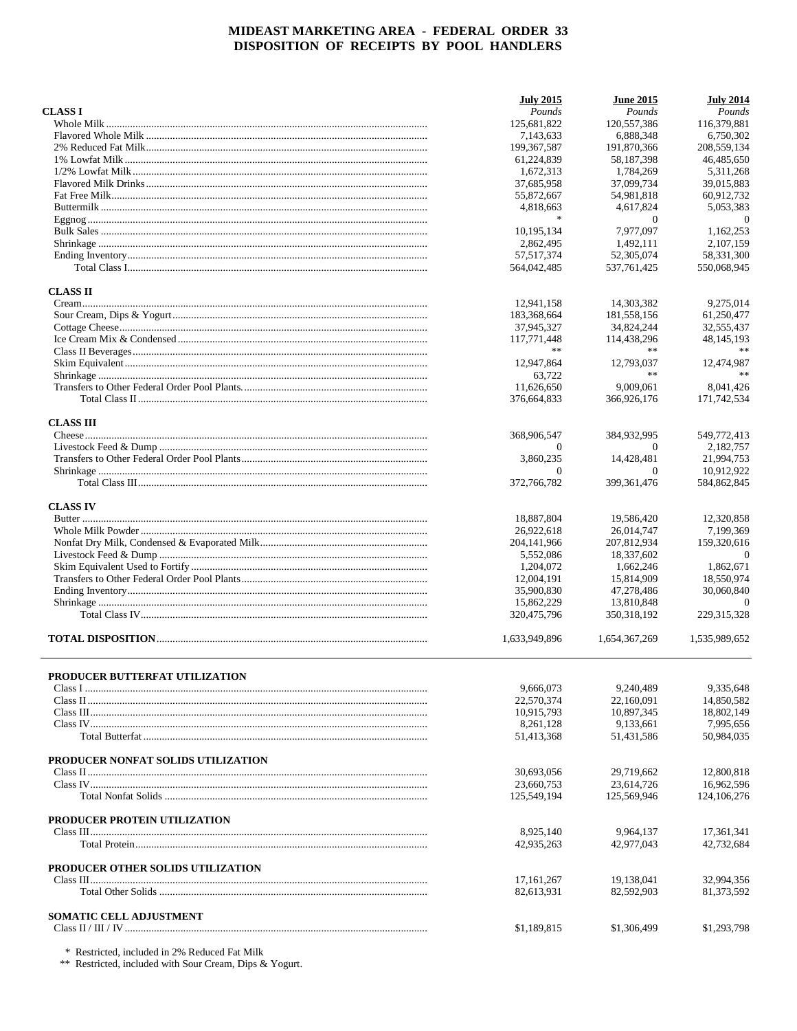# MIDEAST MARKETING AREA - FEDERAL ORDER 33
## DISPOSITION OF RECEIPTS BY POOL HANDLERS

| | July 2015 | June 2015 | July 2014 |
|---|---|---|---|
| | *Pounds* | *Pounds* | *Pounds* |
| **CLASS I** | | | |
| Whole Milk | 125,681,822 | 120,557,386 | 116,379,881 |
| Flavored Whole Milk | 7,143,633 | 6,888,348 | 6,750,302 |
| 2% Reduced Fat Milk | 199,367,587 | 191,870,366 | 208,559,134 |
| 1% Lowfat Milk | 61,224,839 | 58,187,398 | 46,485,650 |
| 1/2% Lowfat Milk | 1,672,313 | 1,784,269 | 5,311,268 |
| Flavored Milk Drinks | 37,685,958 | 37,099,734 | 39,015,883 |
| Fat Free Milk | 55,872,667 | 54,981,818 | 60,912,732 |
| Buttermilk | 4,818,663 | 4,617,824 | 5,053,383 |
| Eggnog | * | 0 | 0 |
| Bulk Sales | 10,195,134 | 7,977,097 | 1,162,253 |
| Shrinkage | 2,862,495 | 1,492,111 | 2,107,159 |
| Ending Inventory | 57,517,374 | 52,305,074 | 58,331,300 |
| Total Class I | 564,042,485 | 537,761,425 | 550,068,945 |
| **CLASS II** | | | |
| Cream | 12,941,158 | 14,303,382 | 9,275,014 |
| Sour Cream, Dips & Yogurt | 183,368,664 | 181,558,156 | 61,250,477 |
| Cottage Cheese | 37,945,327 | 34,824,244 | 32,555,437 |
| Ice Cream Mix & Condensed | 117,771,448 | 114,438,296 | 48,145,193 |
| Class II Beverages | ** | ** | ** |
| Skim Equivalent | 12,947,864 | 12,793,037 | 12,474,987 |
| Shrinkage | 63,722 | ** | ** |
| Transfers to Other Federal Order Pool Plants | 11,626,650 | 9,009,061 | 8,041,426 |
| Total Class II | 376,664,833 | 366,926,176 | 171,742,534 |
| **CLASS III** | | | |
| Cheese | 368,906,547 | 384,932,995 | 549,772,413 |
| Livestock Feed & Dump | 0 | 0 | 2,182,757 |
| Transfers to Other Federal Order Pool Plants | 3,860,235 | 14,428,481 | 21,994,753 |
| Shrinkage | 0 | 0 | 10,912,922 |
| Total Class III | 372,766,782 | 399,361,476 | 584,862,845 |
| **CLASS IV** | | | |
| Butter | 18,887,804 | 19,586,420 | 12,320,858 |
| Whole Milk Powder | 26,922,618 | 26,014,747 | 7,199,369 |
| Nonfat Dry Milk, Condensed & Evaporated Milk | 204,141,966 | 207,812,934 | 159,320,616 |
| Livestock Feed & Dump | 5,552,086 | 18,337,602 | 0 |
| Skim Equivalent Used to Fortify | 1,204,072 | 1,662,246 | 1,862,671 |
| Transfers to Other Federal Order Pool Plants | 12,004,191 | 15,814,909 | 18,550,974 |
| Ending Inventory | 35,900,830 | 47,278,486 | 30,060,840 |
| Shrinkage | 15,862,229 | 13,810,848 | 0 |
| Total Class IV | 320,475,796 | 350,318,192 | 229,315,328 |
| **TOTAL DISPOSITION** | 1,633,949,896 | 1,654,367,269 | 1,535,989,652 |

| | July 2015 | June 2015 | July 2014 |
|---|---|---|---|
| **PRODUCER BUTTERFAT UTILIZATION** | | | |
| Class I | 9,666,073 | 9,240,489 | 9,335,648 |
| Class II | 22,570,374 | 22,160,091 | 14,850,582 |
| Class III | 10,915,793 | 10,897,345 | 18,802,149 |
| Class IV | 8,261,128 | 9,133,661 | 7,995,656 |
| Total Butterfat | 51,413,368 | 51,431,586 | 50,984,035 |
| **PRODUCER NONFAT SOLIDS UTILIZATION** | | | |
| Class II | 30,693,056 | 29,719,662 | 12,800,818 |
| Class IV | 23,660,753 | 23,614,726 | 16,962,596 |
| Total Nonfat Solids | 125,549,194 | 125,569,946 | 124,106,276 |
| **PRODUCER PROTEIN UTILIZATION** | | | |
| Class III | 8,925,140 | 9,964,137 | 17,361,341 |
| Total Protein | 42,935,263 | 42,977,043 | 42,732,684 |
| **PRODUCER OTHER SOLIDS UTILIZATION** | | | |
| Class III | 17,161,267 | 19,138,041 | 32,994,356 |
| Total Other Solids | 82,613,931 | 82,592,903 | 81,373,592 |
| **SOMATIC CELL ADJUSTMENT** | | | |
| Class II / III / IV | $1,189,815 | $1,306,499 | $1,293,798 |

\* Restricted, included in 2% Reduced Fat Milk

\*\* Restricted, included with Sour Cream, Dips & Yogurt.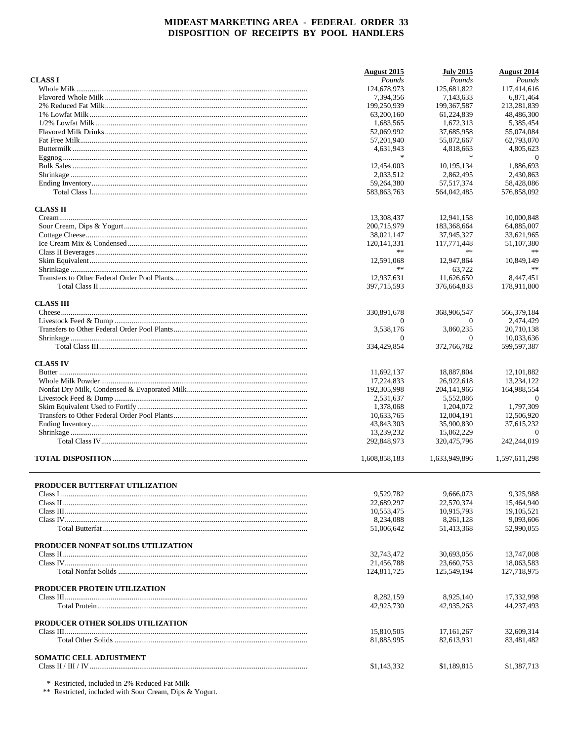# MIDEAST MARKETING AREA - FEDERAL ORDER 33
## DISPOSITION OF RECEIPTS BY POOL HANDLERS

| | August 2015 | July 2015 | August 2014 |
|---|---|---|---|
| **CLASS I** | *Pounds* | *Pounds* | *Pounds* |
| Whole Milk | 124,678,973 | 125,681,822 | 117,414,616 |
| Flavored Whole Milk | 7,394,356 | 7,143,633 | 6,871,464 |
| 2% Reduced Fat Milk | 199,250,939 | 199,367,587 | 213,281,839 |
| 1% Lowfat Milk | 63,200,160 | 61,224,839 | 48,486,300 |
| 1/2% Lowfat Milk | 1,683,565 | 1,672,313 | 5,385,454 |
| Flavored Milk Drinks | 52,069,992 | 37,685,958 | 55,074,084 |
| Fat Free Milk | 57,201,940 | 55,872,667 | 62,793,070 |
| Buttermilk | 4,631,943 | 4,818,663 | 4,805,623 |
| Eggnog | * | * | 0 |
| Bulk Sales | 12,454,003 | 10,195,134 | 1,886,693 |
| Shrinkage | 2,033,512 | 2,862,495 | 2,430,863 |
| Ending Inventory | 59,264,380 | 57,517,374 | 58,428,086 |
| Total Class I | 583,863,763 | 564,042,485 | 576,858,092 |
| **CLASS II** | | | |
| Cream | 13,308,437 | 12,941,158 | 10,000,848 |
| Sour Cream, Dips & Yogurt | 200,715,979 | 183,368,664 | 64,885,007 |
| Cottage Cheese | 38,021,147 | 37,945,327 | 33,621,965 |
| Ice Cream Mix & Condensed | 120,141,331 | 117,771,448 | 51,107,380 |
| Class II Beverages | ** | ** | ** |
| Skim Equivalent | 12,591,068 | 12,947,864 | 10,849,149 |
| Shrinkage | ** | 63,722 | ** |
| Transfers to Other Federal Order Pool Plants | 12,937,631 | 11,626,650 | 8,447,451 |
| Total Class II | 397,715,593 | 376,664,833 | 178,911,800 |
| **CLASS III** | | | |
| Cheese | 330,891,678 | 368,906,547 | 566,379,184 |
| Livestock Feed & Dump | 0 | 0 | 2,474,429 |
| Transfers to Other Federal Order Pool Plants | 3,538,176 | 3,860,235 | 20,710,138 |
| Shrinkage | 0 | 0 | 10,033,636 |
| Total Class III | 334,429,854 | 372,766,782 | 599,597,387 |
| **CLASS IV** | | | |
| Butter | 11,692,137 | 18,887,804 | 12,101,882 |
| Whole Milk Powder | 17,224,833 | 26,922,618 | 13,234,122 |
| Nonfat Dry Milk, Condensed & Evaporated Milk | 192,305,998 | 204,141,966 | 164,988,554 |
| Livestock Feed & Dump | 2,531,637 | 5,552,086 | 0 |
| Skim Equivalent Used to Fortify | 1,378,068 | 1,204,072 | 1,797,309 |
| Transfers to Other Federal Order Pool Plants | 10,633,765 | 12,004,191 | 12,506,920 |
| Ending Inventory | 43,843,303 | 35,900,830 | 37,615,232 |
| Shrinkage | 13,239,232 | 15,862,229 | 0 |
| Total Class IV | 292,848,973 | 320,475,796 | 242,244,019 |
| **TOTAL DISPOSITION** | 1,608,858,183 | 1,633,949,896 | 1,597,611,298 |

| | August 2015 | July 2015 | August 2014 |
|---|---|---|---|
| **PRODUCER BUTTERFAT UTILIZATION** | | | |
| Class I | 9,529,782 | 9,666,073 | 9,325,988 |
| Class II | 22,689,297 | 22,570,374 | 15,464,940 |
| Class III | 10,553,475 | 10,915,793 | 19,105,521 |
| Class IV | 8,234,088 | 8,261,128 | 9,093,606 |
| Total Butterfat | 51,006,642 | 51,413,368 | 52,990,055 |
| **PRODUCER NONFAT SOLIDS UTILIZATION** | | | |
| Class II | 32,743,472 | 30,693,056 | 13,747,008 |
| Class IV | 21,456,788 | 23,660,753 | 18,063,583 |
| Total Nonfat Solids | 124,811,725 | 125,549,194 | 127,718,975 |
| **PRODUCER PROTEIN UTILIZATION** | | | |
| Class III | 8,282,159 | 8,925,140 | 17,332,998 |
| Total Protein | 42,925,730 | 42,935,263 | 44,237,493 |
| **PRODUCER OTHER SOLIDS UTILIZATION** | | | |
| Class III | 15,810,505 | 17,161,267 | 32,609,314 |
| Total Other Solids | 81,885,995 | 82,613,931 | 83,481,482 |
| **SOMATIC CELL ADJUSTMENT** | | | |
| Class II / III / IV | $1,143,332 | $1,189,815 | $1,387,713 |

\* Restricted, included in 2% Reduced Fat Milk

** Restricted, included with Sour Cream, Dips & Yogurt.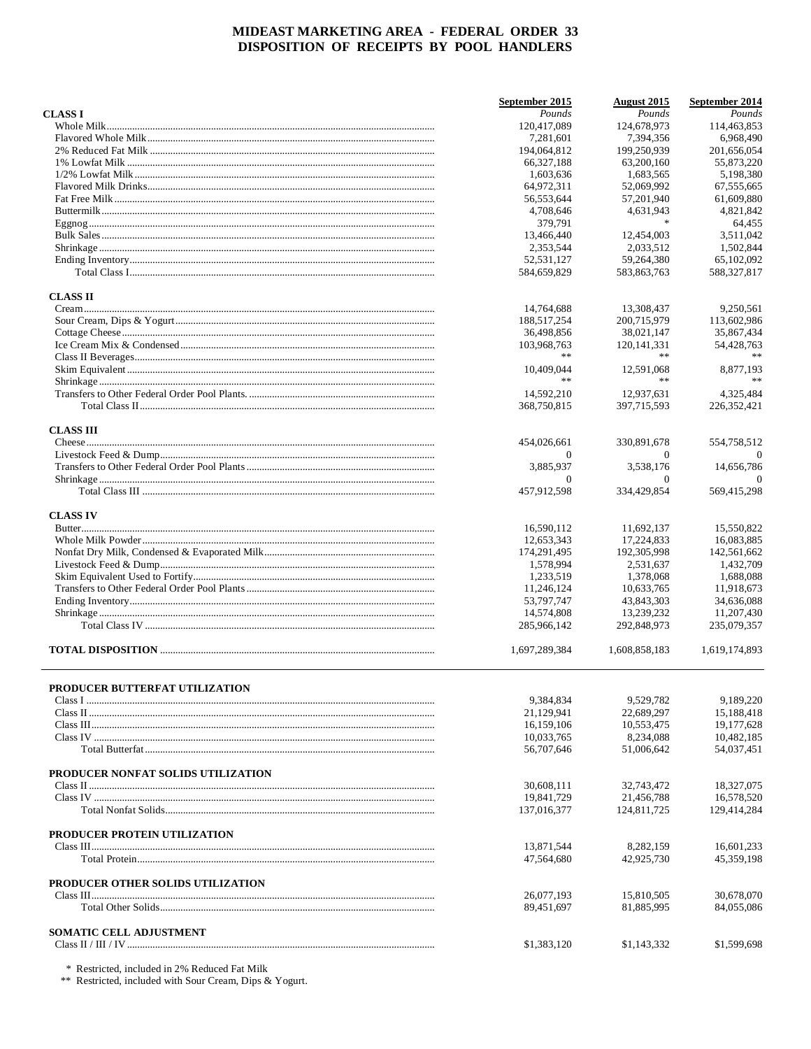# MIDEAST MARKETING AREA - FEDERAL ORDER 33
## DISPOSITION OF RECEIPTS BY POOL HANDLERS

| | September 2015 | August 2015 | September 2014 |
|---|---|---|---|
| | *Pounds* | *Pounds* | *Pounds* |
| **CLASS I** | | | |
| Whole Milk | 120,417,089 | 124,678,973 | 114,463,853 |
| Flavored Whole Milk | 7,281,601 | 7,394,356 | 6,968,490 |
| 2% Reduced Fat Milk | 194,064,812 | 199,250,939 | 201,656,054 |
| 1% Lowfat Milk | 66,327,188 | 63,200,160 | 55,873,220 |
| 1/2% Lowfat Milk | 1,603,636 | 1,683,565 | 5,198,380 |
| Flavored Milk Drinks | 64,972,311 | 52,069,992 | 67,555,665 |
| Fat Free Milk | 56,553,644 | 57,201,940 | 61,609,880 |
| Buttermilk | 4,708,646 | 4,631,943 | 4,821,842 |
| Eggnog | 379,791 | * | 64,455 |
| Bulk Sales | 13,466,440 | 12,454,003 | 3,511,042 |
| Shrinkage | 2,353,544 | 2,033,512 | 1,502,844 |
| Ending Inventory | 52,531,127 | 59,264,380 | 65,102,092 |
| Total Class I | 584,659,829 | 583,863,763 | 588,327,817 |
| **CLASS II** | | | |
| Cream | 14,764,688 | 13,308,437 | 9,250,561 |
| Sour Cream, Dips & Yogurt | 188,517,254 | 200,715,979 | 113,602,986 |
| Cottage Cheese | 36,498,856 | 38,021,147 | 35,867,434 |
| Ice Cream Mix & Condensed | 103,968,763 | 120,141,331 | 54,428,763 |
| Class II Beverages | ** | ** | ** |
| Skim Equivalent | 10,409,044 | 12,591,068 | 8,877,193 |
| Shrinkage | ** | ** | ** |
| Transfers to Other Federal Order Pool Plants. | 14,592,210 | 12,937,631 | 4,325,484 |
| Total Class II | 368,750,815 | 397,715,593 | 226,352,421 |
| **CLASS III** | | | |
| Cheese | 454,026,661 | 330,891,678 | 554,758,512 |
| Livestock Feed & Dump | 0 | 0 | 0 |
| Transfers to Other Federal Order Pool Plants | 3,885,937 | 3,538,176 | 14,656,786 |
| Shrinkage | 0 | 0 | 0 |
| Total Class III | 457,912,598 | 334,429,854 | 569,415,298 |
| **CLASS IV** | | | |
| Butter | 16,590,112 | 11,692,137 | 15,550,822 |
| Whole Milk Powder | 12,653,343 | 17,224,833 | 16,083,885 |
| Nonfat Dry Milk, Condensed & Evaporated Milk | 174,291,495 | 192,305,998 | 142,561,662 |
| Livestock Feed & Dump | 1,578,994 | 2,531,637 | 1,432,709 |
| Skim Equivalent Used to Fortify | 1,233,519 | 1,378,068 | 1,688,088 |
| Transfers to Other Federal Order Pool Plants | 11,246,124 | 10,633,765 | 11,918,673 |
| Ending Inventory | 53,797,747 | 43,843,303 | 34,636,088 |
| Shrinkage | 14,574,808 | 13,239,232 | 11,207,430 |
| Total Class IV | 285,966,142 | 292,848,973 | 235,079,357 |
| **TOTAL DISPOSITION** | 1,697,289,384 | 1,608,858,183 | 1,619,174,893 |

| | September 2015 | August 2015 | September 2014 |
|---|---|---|---|
| **PRODUCER BUTTERFAT UTILIZATION** | | | |
| Class I | 9,384,834 | 9,529,782 | 9,189,220 |
| Class II | 21,129,941 | 22,689,297 | 15,188,418 |
| Class III | 16,159,106 | 10,553,475 | 19,177,628 |
| Class IV | 10,033,765 | 8,234,088 | 10,482,185 |
| Total Butterfat | 56,707,646 | 51,006,642 | 54,037,451 |
| **PRODUCER NONFAT SOLIDS UTILIZATION** | | | |
| Class II | 30,608,111 | 32,743,472 | 18,327,075 |
| Class IV | 19,841,729 | 21,456,788 | 16,578,520 |
| Total Nonfat Solids | 137,016,377 | 124,811,725 | 129,414,284 |
| **PRODUCER PROTEIN UTILIZATION** | | | |
| Class III | 13,871,544 | 8,282,159 | 16,601,233 |
| Total Protein | 47,564,680 | 42,925,730 | 45,359,198 |
| **PRODUCER OTHER SOLIDS UTILIZATION** | | | |
| Class III | 26,077,193 | 15,810,505 | 30,678,070 |
| Total Other Solids | 89,451,697 | 81,885,995 | 84,055,086 |
| **SOMATIC CELL ADJUSTMENT** | | | |
| Class II / III / IV | $1,383,120 | $1,143,332 | $1,599,698 |

\* Restricted, included in 2% Reduced Fat Milk

\*\* Restricted, included with Sour Cream, Dips & Yogurt.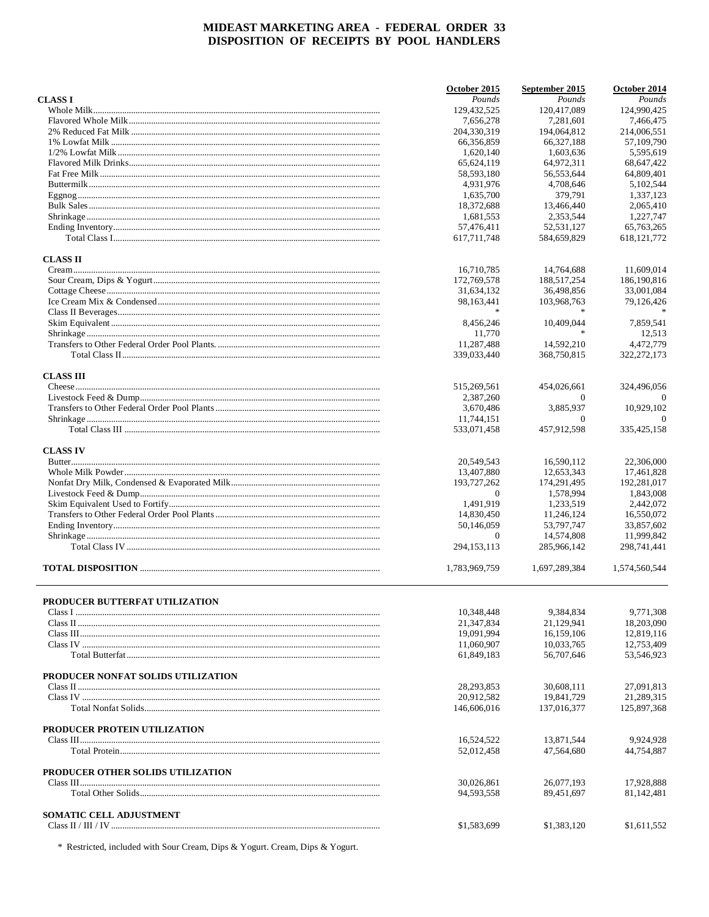# MIDEAST MARKETING AREA - FEDERAL ORDER 33
## DISPOSITION OF RECEIPTS BY POOL HANDLERS

| | October 2015 | September 2015 | October 2014 |
|---|---|---|---|
| **CLASS I** | *Pounds* | *Pounds* | *Pounds* |
| Whole Milk | 129,432,525 | 120,417,089 | 124,990,425 |
| Flavored Whole Milk | 7,656,278 | 7,281,601 | 7,466,475 |
| 2% Reduced Fat Milk | 204,330,319 | 194,064,812 | 214,006,551 |
| 1% Lowfat Milk | 66,356,859 | 66,327,188 | 57,109,790 |
| 1/2% Lowfat Milk | 1,620,140 | 1,603,636 | 5,595,619 |
| Flavored Milk Drinks | 65,624,119 | 64,972,311 | 68,647,422 |
| Fat Free Milk | 58,593,180 | 56,553,644 | 64,809,401 |
| Buttermilk | 4,931,976 | 4,708,646 | 5,102,544 |
| Eggnog | 1,635,700 | 379,791 | 1,337,123 |
| Bulk Sales | 18,372,688 | 13,466,440 | 2,065,410 |
| Shrinkage | 1,681,553 | 2,353,544 | 1,227,747 |
| Ending Inventory | 57,476,411 | 52,531,127 | 65,763,265 |
| Total Class I | 617,711,748 | 584,659,829 | 618,121,772 |
| **CLASS II** | | | |
| Cream | 16,710,785 | 14,764,688 | 11,609,014 |
| Sour Cream, Dips & Yogurt | 172,769,578 | 188,517,254 | 186,190,816 |
| Cottage Cheese | 31,634,132 | 36,498,856 | 33,001,084 |
| Ice Cream Mix & Condensed | 98,163,441 | 103,968,763 | 79,126,426 |
| Class II Beverages | * | * | * |
| Skim Equivalent | 8,456,246 | 10,409,044 | 7,859,541 |
| Shrinkage | 11,770 | * | 12,513 |
| Transfers to Other Federal Order Pool Plants. | 11,287,488 | 14,592,210 | 4,472,779 |
| Total Class II | 339,033,440 | 368,750,815 | 322,272,173 |
| **CLASS III** | | | |
| Cheese | 515,269,561 | 454,026,661 | 324,496,056 |
| Livestock Feed & Dump | 2,387,260 | 0 | 0 |
| Transfers to Other Federal Order Pool Plants | 3,670,486 | 3,885,937 | 10,929,102 |
| Shrinkage | 11,744,151 | 0 | 0 |
| Total Class III | 533,071,458 | 457,912,598 | 335,425,158 |
| **CLASS IV** | | | |
| Butter | 20,549,543 | 16,590,112 | 22,306,000 |
| Whole Milk Powder | 13,407,880 | 12,653,343 | 17,461,828 |
| Nonfat Dry Milk, Condensed & Evaporated Milk | 193,727,262 | 174,291,495 | 192,281,017 |
| Livestock Feed & Dump | 0 | 1,578,994 | 1,843,008 |
| Skim Equivalent Used to Fortify | 1,491,919 | 1,233,519 | 2,442,072 |
| Transfers to Other Federal Order Pool Plants | 14,830,450 | 11,246,124 | 16,550,072 |
| Ending Inventory | 50,146,059 | 53,797,747 | 33,857,602 |
| Shrinkage | 0 | 14,574,808 | 11,999,842 |
| Total Class IV | 294,153,113 | 285,966,142 | 298,741,441 |
| **TOTAL DISPOSITION** | 1,783,969,759 | 1,697,289,384 | 1,574,560,544 |

| | October 2015 | September 2015 | October 2014 |
|---|---|---|---|
| **PRODUCER BUTTERFAT UTILIZATION** | | | |
| Class I | 10,348,448 | 9,384,834 | 9,771,308 |
| Class II | 21,347,834 | 21,129,941 | 18,203,090 |
| Class III | 19,091,994 | 16,159,106 | 12,819,116 |
| Class IV | 11,060,907 | 10,033,765 | 12,753,409 |
| Total Butterfat | 61,849,183 | 56,707,646 | 53,546,923 |
| **PRODUCER NONFAT SOLIDS UTILIZATION** | | | |
| Class II | 28,293,853 | 30,608,111 | 27,091,813 |
| Class IV | 20,912,582 | 19,841,729 | 21,289,315 |
| Total Nonfat Solids | 146,606,016 | 137,016,377 | 125,897,368 |
| **PRODUCER PROTEIN UTILIZATION** | | | |
| Class III | 16,524,522 | 13,871,544 | 9,924,928 |
| Total Protein | 52,012,458 | 47,564,680 | 44,754,887 |
| **PRODUCER OTHER SOLIDS UTILIZATION** | | | |
| Class III | 30,026,861 | 26,077,193 | 17,928,888 |
| Total Other Solids | 94,593,558 | 89,451,697 | 81,142,481 |
| **SOMATIC CELL ADJUSTMENT** | | | |
| Class II / III / IV | $1,583,699 | $1,383,120 | $1,611,552 |

\* Restricted, included with Sour Cream, Dips & Yogurt. Cream, Dips & Yogurt.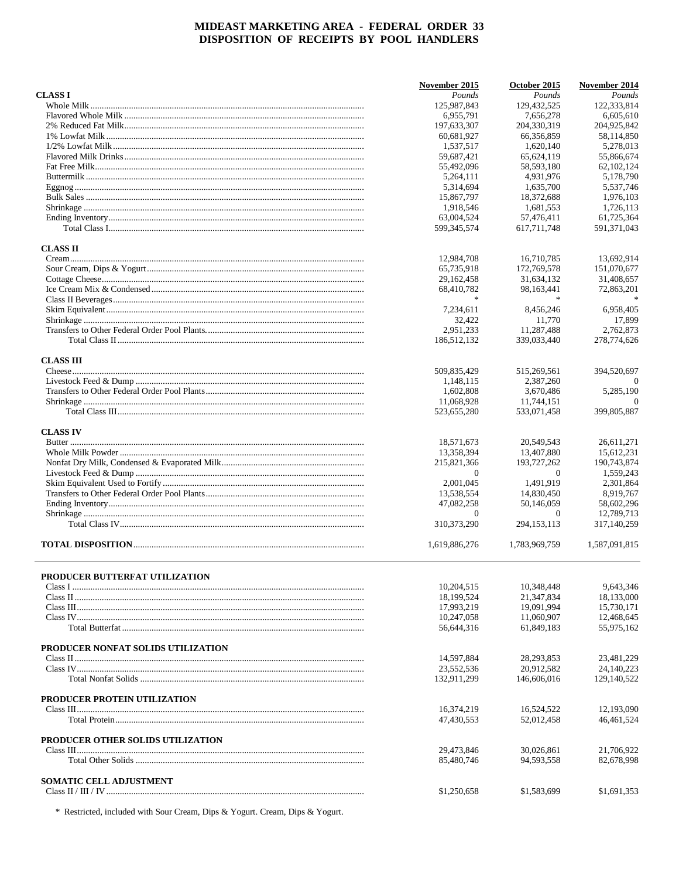# MIDEAST MARKETING AREA - FEDERAL ORDER 33
## DISPOSITION OF RECEIPTS BY POOL HANDLERS

| | November 2015 | October 2015 | November 2014 |
|---|---|---|---|
| **CLASS I** | *Pounds* | *Pounds* | *Pounds* |
| Whole Milk | 125,987,843 | 129,432,525 | 122,333,814 |
| Flavored Whole Milk | 6,955,791 | 7,656,278 | 6,605,610 |
| 2% Reduced Fat Milk | 197,633,307 | 204,330,319 | 204,925,842 |
| 1% Lowfat Milk | 60,681,927 | 66,356,859 | 58,114,850 |
| 1/2% Lowfat Milk | 1,537,517 | 1,620,140 | 5,278,013 |
| Flavored Milk Drinks | 59,687,421 | 65,624,119 | 55,866,674 |
| Fat Free Milk | 55,492,096 | 58,593,180 | 62,102,124 |
| Buttermilk | 5,264,111 | 4,931,976 | 5,178,790 |
| Eggnog | 5,314,694 | 1,635,700 | 5,537,746 |
| Bulk Sales | 15,867,797 | 18,372,688 | 1,976,103 |
| Shrinkage | 1,918,546 | 1,681,553 | 1,726,113 |
| Ending Inventory | 63,004,524 | 57,476,411 | 61,725,364 |
| Total Class I | 599,345,574 | 617,711,748 | 591,371,043 |
| **CLASS II** | | | |
| Cream | 12,984,708 | 16,710,785 | 13,692,914 |
| Sour Cream, Dips & Yogurt | 65,735,918 | 172,769,578 | 151,070,677 |
| Cottage Cheese | 29,162,458 | 31,634,132 | 31,408,657 |
| Ice Cream Mix & Condensed | 68,410,782 | 98,163,441 | 72,863,201 |
| Class II Beverages | * | * | * |
| Skim Equivalent | 7,234,611 | 8,456,246 | 6,958,405 |
| Shrinkage | 32,422 | 11,770 | 17,899 |
| Transfers to Other Federal Order Pool Plants | 2,951,233 | 11,287,488 | 2,762,873 |
| Total Class II | 186,512,132 | 339,033,440 | 278,774,626 |
| **CLASS III** | | | |
| Cheese | 509,835,429 | 515,269,561 | 394,520,697 |
| Livestock Feed & Dump | 1,148,115 | 2,387,260 | 0 |
| Transfers to Other Federal Order Pool Plants | 1,602,808 | 3,670,486 | 5,285,190 |
| Shrinkage | 11,068,928 | 11,744,151 | 0 |
| Total Class III | 523,655,280 | 533,071,458 | 399,805,887 |
| **CLASS IV** | | | |
| Butter | 18,571,673 | 20,549,543 | 26,611,271 |
| Whole Milk Powder | 13,358,394 | 13,407,880 | 15,612,231 |
| Nonfat Dry Milk, Condensed & Evaporated Milk | 215,821,366 | 193,727,262 | 190,743,874 |
| Livestock Feed & Dump | 0 | 0 | 1,559,243 |
| Skim Equivalent Used to Fortify | 2,001,045 | 1,491,919 | 2,301,864 |
| Transfers to Other Federal Order Pool Plants | 13,538,554 | 14,830,450 | 8,919,767 |
| Ending Inventory | 47,082,258 | 50,146,059 | 58,602,296 |
| Shrinkage | 0 | 0 | 12,789,713 |
| Total Class IV | 310,373,290 | 294,153,113 | 317,140,259 |
| **TOTAL DISPOSITION** | 1,619,886,276 | 1,783,969,759 | 1,587,091,815 |

| | November 2015 | October 2015 | November 2014 |
|---|---|---|---|
| **PRODUCER BUTTERFAT UTILIZATION** | | | |
| Class I | 10,204,515 | 10,348,448 | 9,643,346 |
| Class II | 18,199,524 | 21,347,834 | 18,133,000 |
| Class III | 17,993,219 | 19,091,994 | 15,730,171 |
| Class IV | 10,247,058 | 11,060,907 | 12,468,645 |
| Total Butterfat | 56,644,316 | 61,849,183 | 55,975,162 |
| **PRODUCER NONFAT SOLIDS UTILIZATION** | | | |
| Class II | 14,597,884 | 28,293,853 | 23,481,229 |
| Class IV | 23,552,536 | 20,912,582 | 24,140,223 |
| Total Nonfat Solids | 132,911,299 | 146,606,016 | 129,140,522 |
| **PRODUCER PROTEIN UTILIZATION** | | | |
| Class III | 16,374,219 | 16,524,522 | 12,193,090 |
| Total Protein | 47,430,553 | 52,012,458 | 46,461,524 |
| **PRODUCER OTHER SOLIDS UTILIZATION** | | | |
| Class III | 29,473,846 | 30,026,861 | 21,706,922 |
| Total Other Solids | 85,480,746 | 94,593,558 | 82,678,998 |
| **SOMATIC CELL ADJUSTMENT** | | | |
| Class II / III / IV | $1,250,658 | $1,583,699 | $1,691,353 |

\* Restricted, included with Sour Cream, Dips & Yogurt. Cream, Dips & Yogurt.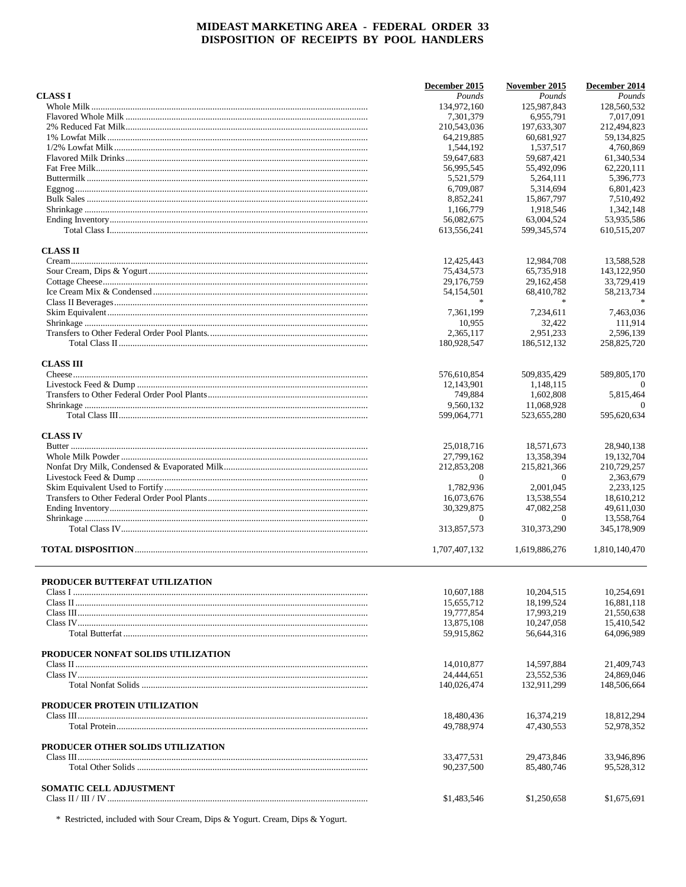# MIDEAST MARKETING AREA - FEDERAL ORDER 33
# DISPOSITION OF RECEIPTS BY POOL HANDLERS

| | December 2015 | November 2015 | December 2014 |
|---|---|---|---|
| | Pounds | Pounds | Pounds |
| **CLASS I** | | | |
| Whole Milk | 134,972,160 | 125,987,843 | 128,560,532 |
| Flavored Whole Milk | 7,301,379 | 6,955,791 | 7,017,091 |
| 2% Reduced Fat Milk | 210,543,036 | 197,633,307 | 212,494,823 |
| 1% Lowfat Milk | 64,219,885 | 60,681,927 | 59,134,825 |
| 1/2% Lowfat Milk | 1,544,192 | 1,537,517 | 4,760,869 |
| Flavored Milk Drinks | 59,647,683 | 59,687,421 | 61,340,534 |
| Fat Free Milk | 56,995,545 | 55,492,096 | 62,220,111 |
| Buttermilk | 5,521,579 | 5,264,111 | 5,396,773 |
| Eggnog | 6,709,087 | 5,314,694 | 6,801,423 |
| Bulk Sales | 8,852,241 | 15,867,797 | 7,510,492 |
| Shrinkage | 1,166,779 | 1,918,546 | 1,342,148 |
| Ending Inventory | 56,082,675 | 63,004,524 | 53,935,586 |
| Total Class I | 613,556,241 | 599,345,574 | 610,515,207 |
| **CLASS II** | | | |
| Cream | 12,425,443 | 12,984,708 | 13,588,528 |
| Sour Cream, Dips & Yogurt | 75,434,573 | 65,735,918 | 143,122,950 |
| Cottage Cheese | 29,176,759 | 29,162,458 | 33,729,419 |
| Ice Cream Mix & Condensed | 54,154,501 | 68,410,782 | 58,213,734 |
| Class II Beverages | * | * | * |
| Skim Equivalent | 7,361,199 | 7,234,611 | 7,463,036 |
| Shrinkage | 10,955 | 32,422 | 111,914 |
| Transfers to Other Federal Order Pool Plants | 2,365,117 | 2,951,233 | 2,596,139 |
| Total Class II | 180,928,547 | 186,512,132 | 258,825,720 |
| **CLASS III** | | | |
| Cheese | 576,610,854 | 509,835,429 | 589,805,170 |
| Livestock Feed & Dump | 12,143,901 | 1,148,115 | 0 |
| Transfers to Other Federal Order Pool Plants | 749,884 | 1,602,808 | 5,815,464 |
| Shrinkage | 9,560,132 | 11,068,928 | 0 |
| Total Class III | 599,064,771 | 523,655,280 | 595,620,634 |
| **CLASS IV** | | | |
| Butter | 25,018,716 | 18,571,673 | 28,940,138 |
| Whole Milk Powder | 27,799,162 | 13,358,394 | 19,132,704 |
| Nonfat Dry Milk, Condensed & Evaporated Milk | 212,853,208 | 215,821,366 | 210,729,257 |
| Livestock Feed & Dump | 0 | 0 | 2,363,679 |
| Skim Equivalent Used to Fortify | 1,782,936 | 2,001,045 | 2,233,125 |
| Transfers to Other Federal Order Pool Plants | 16,073,676 | 13,538,554 | 18,610,212 |
| Ending Inventory | 30,329,875 | 47,082,258 | 49,611,030 |
| Shrinkage | 0 | 0 | 13,558,764 |
| Total Class IV | 313,857,573 | 310,373,290 | 345,178,909 |
| **TOTAL DISPOSITION** | 1,707,407,132 | 1,619,886,276 | 1,810,140,470 |

| | December 2015 | November 2015 | December 2014 |
|---|---|---|---|
| **PRODUCER BUTTERFAT UTILIZATION** | | | |
| Class I | 10,607,188 | 10,204,515 | 10,254,691 |
| Class II | 15,655,712 | 18,199,524 | 16,881,118 |
| Class III | 19,777,854 | 17,993,219 | 21,550,638 |
| Class IV | 13,875,108 | 10,247,058 | 15,410,542 |
| Total Butterfat | 59,915,862 | 56,644,316 | 64,096,989 |
| **PRODUCER NONFAT SOLIDS UTILIZATION** | | | |
| Class II | 14,010,877 | 14,597,884 | 21,409,743 |
| Class IV | 24,444,651 | 23,552,536 | 24,869,046 |
| Total Nonfat Solids | 140,026,474 | 132,911,299 | 148,506,664 |
| **PRODUCER PROTEIN UTILIZATION** | | | |
| Class III | 18,480,436 | 16,374,219 | 18,812,294 |
| Total Protein | 49,788,974 | 47,430,553 | 52,978,352 |
| **PRODUCER OTHER SOLIDS UTILIZATION** | | | |
| Class III | 33,477,531 | 29,473,846 | 33,946,896 |
| Total Other Solids | 90,237,500 | 85,480,746 | 95,528,312 |
| **SOMATIC CELL ADJUSTMENT** | | | |
| Class II / III / IV | $1,483,546 | $1,250,658 | $1,675,691 |

* Restricted, included with Sour Cream, Dips & Yogurt. Cream, Dips & Yogurt.